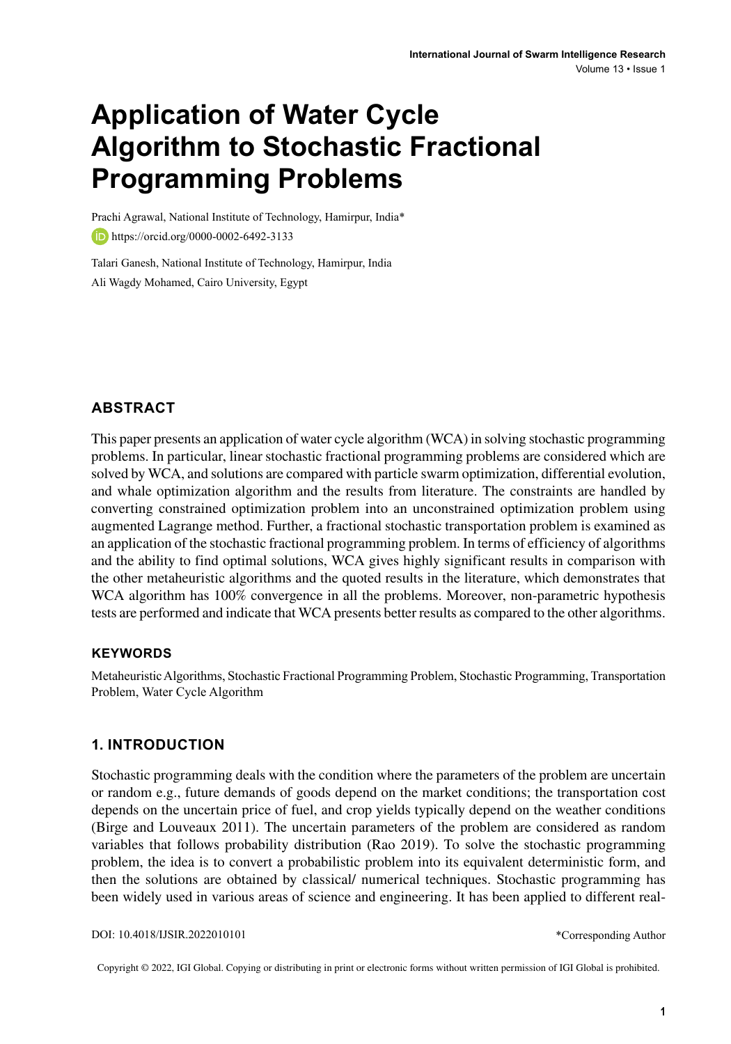# Application of Water Cycle Algorithm to Stochastic Fractional Programming Problems

Prachi Agrawal, National Institute of Technology, Hamirpur, India*

https://orcid.org/0000-0002-6492-3133

Talari Ganesh, National Institute of Technology, Hamirpur, India

Ali Wagdy Mohamed, Cairo University, Egypt

## ABSTRACT

This paper presents an application of water cycle algorithm (WCA) in solving stochastic programming problems. In particular, linear stochastic fractional programming problems are considered which are solved by WCA, and solutions are compared with particle swarm optimization, differential evolution, and whale optimization algorithm and the results from literature. The constraints are handled by converting constrained optimization problem into an unconstrained optimization problem using augmented Lagrange method. Further, a fractional stochastic transportation problem is examined as an application of the stochastic fractional programming problem. In terms of efficiency of algorithms and the ability to find optimal solutions, WCA gives highly significant results in comparison with the other metaheuristic algorithms and the quoted results in the literature, which demonstrates that WCA algorithm has 100% convergence in all the problems. Moreover, non-parametric hypothesis tests are performed and indicate that WCA presents better results as compared to the other algorithms.

### KEYWORDS

Metaheuristic Algorithms, Stochastic Fractional Programming Problem, Stochastic Programming, Transportation Problem, Water Cycle Algorithm

## 1. INTRODUCTION

Stochastic programming deals with the condition where the parameters of the problem are uncertain or random e.g., future demands of goods depend on the market conditions; the transportation cost depends on the uncertain price of fuel, and crop yields typically depend on the weather conditions (Birge and Louveaux 2011). The uncertain parameters of the problem are considered as random variables that follows probability distribution (Rao 2019). To solve the stochastic programming problem, the idea is to convert a probabilistic problem into its equivalent deterministic form, and then the solutions are obtained by classical/ numerical techniques. Stochastic programming has been widely used in various areas of science and engineering. It has been applied to different real-

DOI: 10.4018/IJSIR.2022010101

*Corresponding Author

Copyright © 2022, IGI Global. Copying or distributing in print or electronic forms without written permission of IGI Global is prohibited.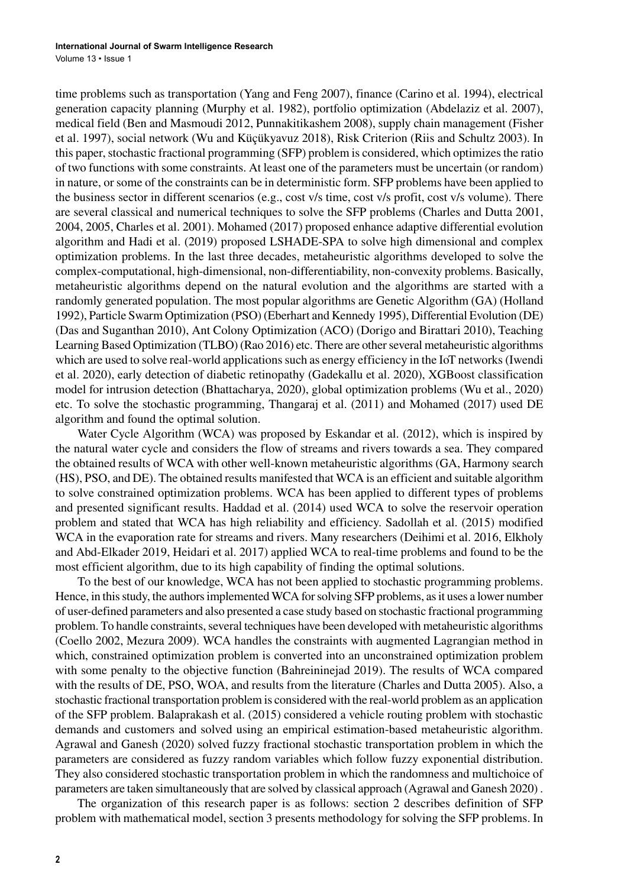time problems such as transportation (Yang and Feng 2007), finance (Carino et al. 1994), electrical generation capacity planning (Murphy et al. 1982), portfolio optimization (Abdelaziz et al. 2007), medical field (Ben and Masmoudi 2012, Punnakitikashem 2008), supply chain management (Fisher et al. 1997), social network (Wu and Küçükyavuz 2018), Risk Criterion (Riis and Schultz 2003). In this paper, stochastic fractional programming (SFP) problem is considered, which optimizes the ratio of two functions with some constraints. At least one of the parameters must be uncertain (or random) in nature, or some of the constraints can be in deterministic form. SFP problems have been applied to the business sector in different scenarios (e.g., cost v/s time, cost v/s profit, cost v/s volume). There are several classical and numerical techniques to solve the SFP problems (Charles and Dutta 2001, 2004, 2005, Charles et al. 2001). Mohamed (2017) proposed enhance adaptive differential evolution algorithm and Hadi et al. (2019) proposed LSHADE-SPA to solve high dimensional and complex optimization problems. In the last three decades, metaheuristic algorithms developed to solve the complex-computational, high-dimensional, non-differentiability, non-convexity problems. Basically, metaheuristic algorithms depend on the natural evolution and the algorithms are started with a randomly generated population. The most popular algorithms are Genetic Algorithm (GA) (Holland 1992), Particle Swarm Optimization (PSO) (Eberhart and Kennedy 1995), Differential Evolution (DE) (Das and Suganthan 2010), Ant Colony Optimization (ACO) (Dorigo and Birattari 2010), Teaching Learning Based Optimization (TLBO) (Rao 2016) etc. There are other several metaheuristic algorithms which are used to solve real-world applications such as energy efficiency in the IoT networks (Iwendi et al. 2020), early detection of diabetic retinopathy (Gadekallu et al. 2020), XGBoost classification model for intrusion detection (Bhattacharya, 2020), global optimization problems (Wu et al., 2020) etc. To solve the stochastic programming, Thangaraj et al. (2011) and Mohamed (2017) used DE algorithm and found the optimal solution.

Water Cycle Algorithm (WCA) was proposed by Eskandar et al. (2012), which is inspired by the natural water cycle and considers the flow of streams and rivers towards a sea. They compared the obtained results of WCA with other well-known metaheuristic algorithms (GA, Harmony search (HS), PSO, and DE). The obtained results manifested that WCA is an efficient and suitable algorithm to solve constrained optimization problems. WCA has been applied to different types of problems and presented significant results. Haddad et al. (2014) used WCA to solve the reservoir operation problem and stated that WCA has high reliability and efficiency. Sadollah et al. (2015) modified WCA in the evaporation rate for streams and rivers. Many researchers (Deihimi et al. 2016, Elkholy and Abd-Elkader 2019, Heidari et al. 2017) applied WCA to real-time problems and found to be the most efficient algorithm, due to its high capability of finding the optimal solutions.

To the best of our knowledge, WCA has not been applied to stochastic programming problems. Hence, in this study, the authors implemented WCA for solving SFP problems, as it uses a lower number of user-defined parameters and also presented a case study based on stochastic fractional programming problem. To handle constraints, several techniques have been developed with metaheuristic algorithms (Coello 2002, Mezura 2009). WCA handles the constraints with augmented Lagrangian method in which, constrained optimization problem is converted into an unconstrained optimization problem with some penalty to the objective function (Bahreininejad 2019). The results of WCA compared with the results of DE, PSO, WOA, and results from the literature (Charles and Dutta 2005). Also, a stochastic fractional transportation problem is considered with the real-world problem as an application of the SFP problem. Balaprakash et al. (2015) considered a vehicle routing problem with stochastic demands and customers and solved using an empirical estimation-based metaheuristic algorithm. Agrawal and Ganesh (2020) solved fuzzy fractional stochastic transportation problem in which the parameters are considered as fuzzy random variables which follow fuzzy exponential distribution. They also considered stochastic transportation problem in which the randomness and multichoice of parameters are taken simultaneously that are solved by classical approach (Agrawal and Ganesh 2020) .

The organization of this research paper is as follows: section 2 describes definition of SFP problem with mathematical model, section 3 presents methodology for solving the SFP problems. In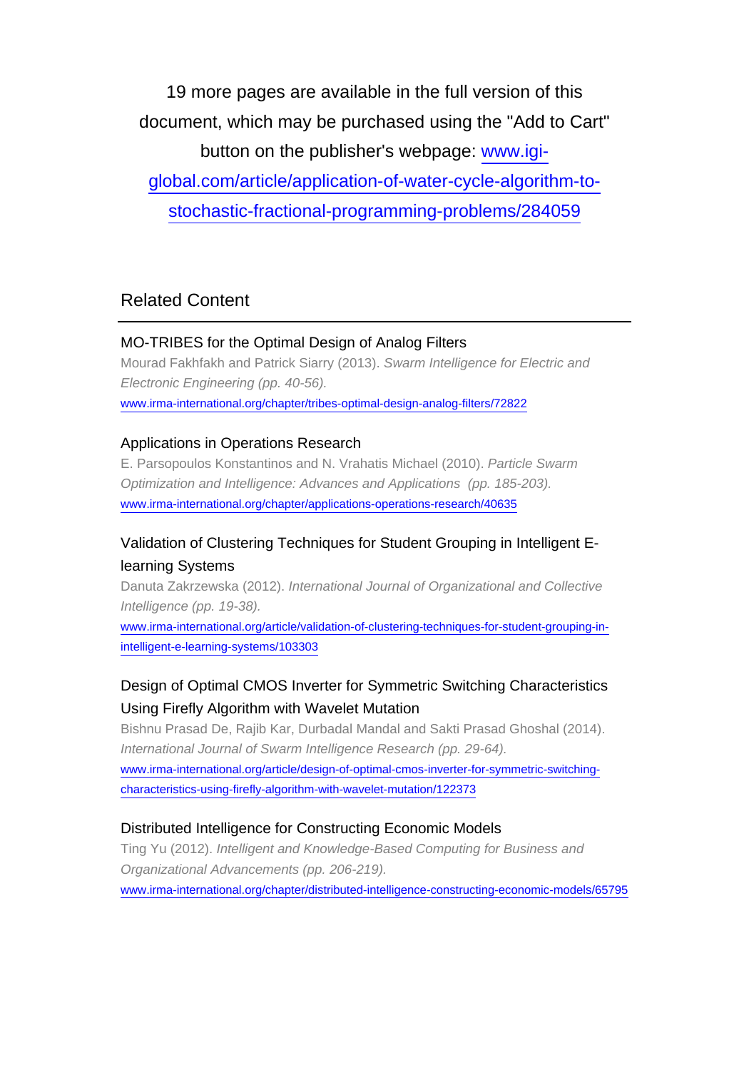19 more pages are available in the full version of this document, which may be purchased using the "Add to Cart" button on the publisher's webpage: [www.igi-global.com/article/application-of-water-cycle-algorithm-to-stochastic-fractional-programming-problems/284059](www.igi-global.com/article/application-of-water-cycle-algorithm-to-stochastic-fractional-programming-problems/284059)

## Related Content

### MO-TRIBES for the Optimal Design of Analog Filters

Mourad Fakhfakh and Patrick Siarry (2013). *Swarm Intelligence for Electric and Electronic Engineering (pp. 40-56).*

[www.irma-international.org/chapter/tribes-optimal-design-analog-filters/72822](www.irma-international.org/chapter/tribes-optimal-design-analog-filters/72822)

### Applications in Operations Research

E. Parsopoulos Konstantinos and N. Vrahatis Michael (2010). *Particle Swarm Optimization and Intelligence: Advances and Applications (pp. 185-203).*

[www.irma-international.org/chapter/applications-operations-research/40635](www.irma-international.org/chapter/applications-operations-research/40635)

### Validation of Clustering Techniques for Student Grouping in Intelligent E-learning Systems

Danuta Zakrzewska (2012). *International Journal of Organizational and Collective Intelligence (pp. 19-38).*

[www.irma-international.org/article/validation-of-clustering-techniques-for-student-grouping-in-intelligent-e-learning-systems/103303](www.irma-international.org/article/validation-of-clustering-techniques-for-student-grouping-in-intelligent-e-learning-systems/103303)

### Design of Optimal CMOS Inverter for Symmetric Switching Characteristics Using Firefly Algorithm with Wavelet Mutation

Bishnu Prasad De, Rajib Kar, Durbadal Mandal and Sakti Prasad Ghoshal (2014). *International Journal of Swarm Intelligence Research (pp. 29-64).*

[www.irma-international.org/article/design-of-optimal-cmos-inverter-for-symmetric-switching-characteristics-using-firefly-algorithm-with-wavelet-mutation/122373](www.irma-international.org/article/design-of-optimal-cmos-inverter-for-symmetric-switching-characteristics-using-firefly-algorithm-with-wavelet-mutation/122373)

### Distributed Intelligence for Constructing Economic Models

Ting Yu (2012). *Intelligent and Knowledge-Based Computing for Business and Organizational Advancements (pp. 206-219).*

[www.irma-international.org/chapter/distributed-intelligence-constructing-economic-models/65795](www.irma-international.org/chapter/distributed-intelligence-constructing-economic-models/65795)